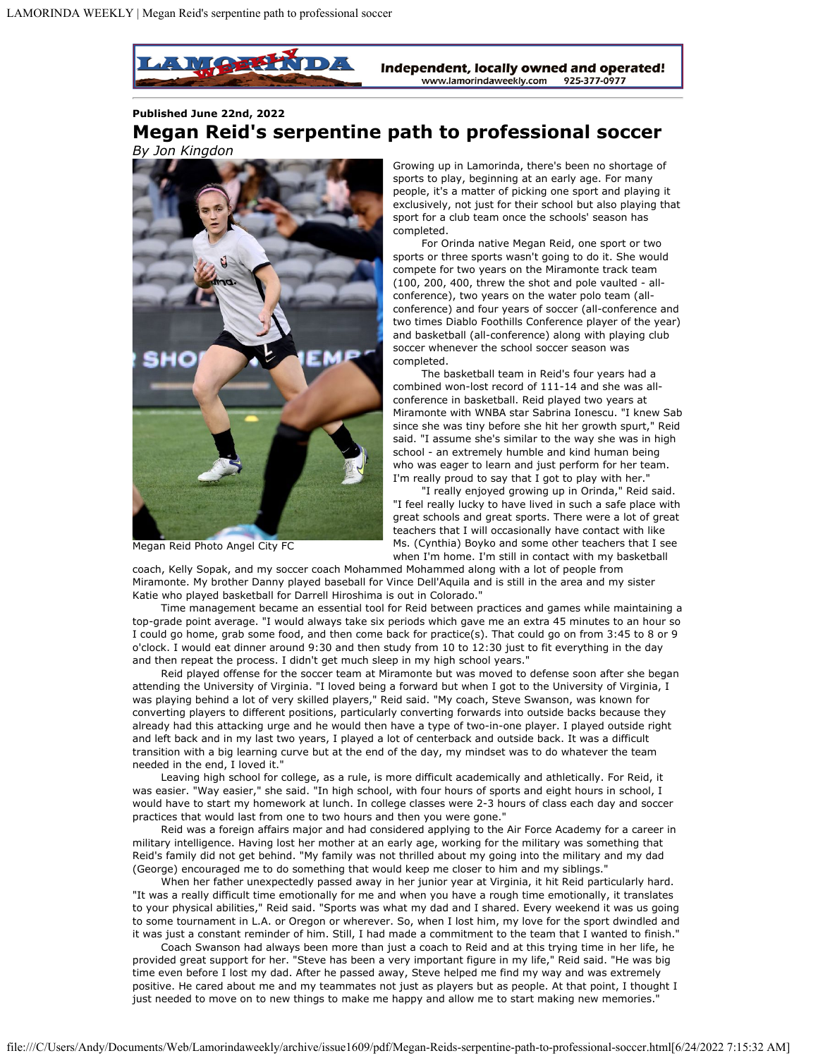Published June 22nd, 2022

# Megan Reid's serpentine path to professional soccer

*By Jon Kingdon*

Megan Reid Photo Angel City FC

Growing up in Lamorinda, there's been no shortage of sports to play, beginning at an early age. For many people, it's a matter of picking one sport and playing it exclusively, not just for their school but also playing that sport for a club team once the schools' season has completed.

For Orinda native Megan Reid, one sport or two sports or three sports wasn't going to do it. She would compete for two years on the Miramonte track team (100, 200, 400, threw the shot and pole vaulted - all-conference), two years on the water polo team (all-conference) and four years of soccer (all-conference and two times Diablo Foothills Conference player of the year) and basketball (all-conference) along with playing club soccer whenever the school soccer season was completed.

The basketball team in Reid's four years had a combined won-lost record of 111-14 and she was all-conference in basketball. Reid played two years at Miramonte with WNBA star Sabrina Ionescu. "I knew Sab since she was tiny before she hit her growth spurt," Reid said. "I assume she's similar to the way she was in high school - an extremely humble and kind human being who was eager to learn and just perform for her team. I'm really proud to say that I got to play with her."

"I really enjoyed growing up in Orinda," Reid said. "I feel really lucky to have lived in such a safe place with great schools and great sports. There were a lot of great teachers that I will occasionally have contact with like Ms. (Cynthia) Boyko and some other teachers that I see when I'm home. I'm still in contact with my basketball coach, Kelly Sopak, and my soccer coach Mohammed Mohammed along with a lot of people from Miramonte. My brother Danny played baseball for Vince Dell'Aquila and is still in the area and my sister Katie who played basketball for Darrell Hiroshima is out in Colorado."

Time management became an essential tool for Reid between practices and games while maintaining a top-grade point average. "I would always take six periods which gave me an extra 45 minutes to an hour so I could go home, grab some food, and then come back for practice(s). That could go on from 3:45 to 8 or 9 o'clock. I would eat dinner around 9:30 and then study from 10 to 12:30 just to fit everything in the day and then repeat the process. I didn't get much sleep in my high school years."

Reid played offense for the soccer team at Miramonte but was moved to defense soon after she began attending the University of Virginia. "I loved being a forward but when I got to the University of Virginia, I was playing behind a lot of very skilled players," Reid said. "My coach, Steve Swanson, was known for converting players to different positions, particularly converting forwards into outside backs because they already had this attacking urge and he would then have a type of two-in-one player. I played outside right and left back and in my last two years, I played a lot of centerback and outside back. It was a difficult transition with a big learning curve but at the end of the day, my mindset was to do whatever the team needed in the end, I loved it."

Leaving high school for college, as a rule, is more difficult academically and athletically. For Reid, it was easier. "Way easier," she said. "In high school, with four hours of sports and eight hours in school, I would have to start my homework at lunch. In college classes were 2-3 hours of class each day and soccer practices that would last from one to two hours and then you were gone."

Reid was a foreign affairs major and had considered applying to the Air Force Academy for a career in military intelligence. Having lost her mother at an early age, working for the military was something that Reid's family did not get behind. "My family was not thrilled about my going into the military and my dad (George) encouraged me to do something that would keep me closer to him and my siblings."

When her father unexpectedly passed away in her junior year at Virginia, it hit Reid particularly hard. "It was a really difficult time emotionally for me and when you have a rough time emotionally, it translates to your physical abilities," Reid said. "Sports was what my dad and I shared. Every weekend it was us going to some tournament in L.A. or Oregon or wherever. So, when I lost him, my love for the sport dwindled and it was just a constant reminder of him. Still, I had made a commitment to the team that I wanted to finish."

Coach Swanson had always been more than just a coach to Reid and at this trying time in her life, he provided great support for her. "Steve has been a very important figure in my life," Reid said. "He was big time even before I lost my dad. After he passed away, Steve helped me find my way and was extremely positive. He cared about me and my teammates not just as players but as people. At that point, I thought I just needed to move on to new things to make me happy and allow me to start making new memories."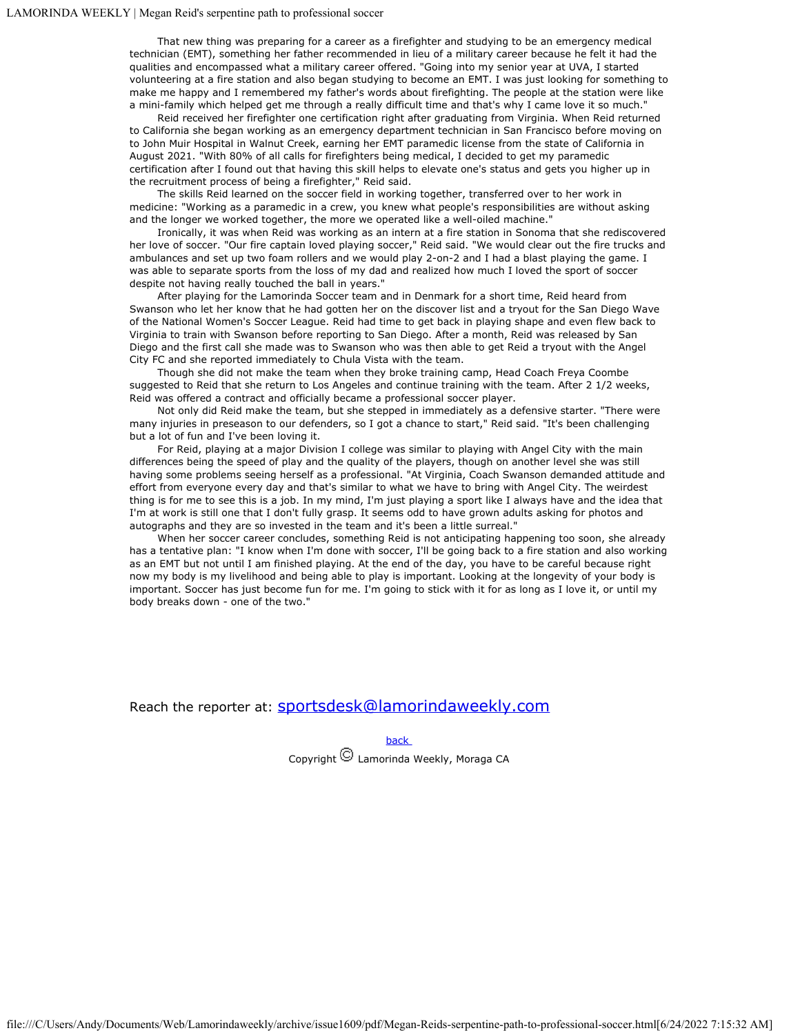That new thing was preparing for a career as a firefighter and studying to be an emergency medical technician (EMT), something her father recommended in lieu of a military career because he felt it had the qualities and encompassed what a military career offered. "Going into my senior year at UVA, I started volunteering at a fire station and also began studying to become an EMT. I was just looking for something to make me happy and I remembered my father's words about firefighting. The people at the station were like a mini-family which helped get me through a really difficult time and that's why I came love it so much."

Reid received her firefighter one certification right after graduating from Virginia. When Reid returned to California she began working as an emergency department technician in San Francisco before moving on to John Muir Hospital in Walnut Creek, earning her EMT paramedic license from the state of California in August 2021. "With 80% of all calls for firefighters being medical, I decided to get my paramedic certification after I found out that having this skill helps to elevate one's status and gets you higher up in the recruitment process of being a firefighter," Reid said.

The skills Reid learned on the soccer field in working together, transferred over to her work in medicine: "Working as a paramedic in a crew, you knew what people's responsibilities are without asking and the longer we worked together, the more we operated like a well-oiled machine."

Ironically, it was when Reid was working as an intern at a fire station in Sonoma that she rediscovered her love of soccer. "Our fire captain loved playing soccer," Reid said. "We would clear out the fire trucks and ambulances and set up two foam rollers and we would play 2-on-2 and I had a blast playing the game. I was able to separate sports from the loss of my dad and realized how much I loved the sport of soccer despite not having really touched the ball in years."

After playing for the Lamorinda Soccer team and in Denmark for a short time, Reid heard from Swanson who let her know that he had gotten her on the discover list and a tryout for the San Diego Wave of the National Women's Soccer League. Reid had time to get back in playing shape and even flew back to Virginia to train with Swanson before reporting to San Diego. After a month, Reid was released by San Diego and the first call she made was to Swanson who was then able to get Reid a tryout with the Angel City FC and she reported immediately to Chula Vista with the team.

Though she did not make the team when they broke training camp, Head Coach Freya Coombe suggested to Reid that she return to Los Angeles and continue training with the team. After 2 1/2 weeks, Reid was offered a contract and officially became a professional soccer player.

Not only did Reid make the team, but she stepped in immediately as a defensive starter. "There were many injuries in preseason to our defenders, so I got a chance to start," Reid said. "It's been challenging but a lot of fun and I've been loving it.

For Reid, playing at a major Division I college was similar to playing with Angel City with the main differences being the speed of play and the quality of the players, though on another level she was still having some problems seeing herself as a professional. "At Virginia, Coach Swanson demanded attitude and effort from everyone every day and that's similar to what we have to bring with Angel City. The weirdest thing is for me to see this is a job. In my mind, I'm just playing a sport like I always have and the idea that I'm at work is still one that I don't fully grasp. It seems odd to have grown adults asking for photos and autographs and they are so invested in the team and it's been a little surreal."

When her soccer career concludes, something Reid is not anticipating happening too soon, she already has a tentative plan: "I know when I'm done with soccer, I'll be going back to a fire station and also working as an EMT but not until I am finished playing. At the end of the day, you have to be careful because right now my body is my livelihood and being able to play is important. Looking at the longevity of your body is important. Soccer has just become fun for me. I'm going to stick with it for as long as I love it, or until my body breaks down - one of the two."

Reach the reporter at: sportsdesk@lamorindaweekly.com

back

Copyright © Lamorinda Weekly, Moraga CA